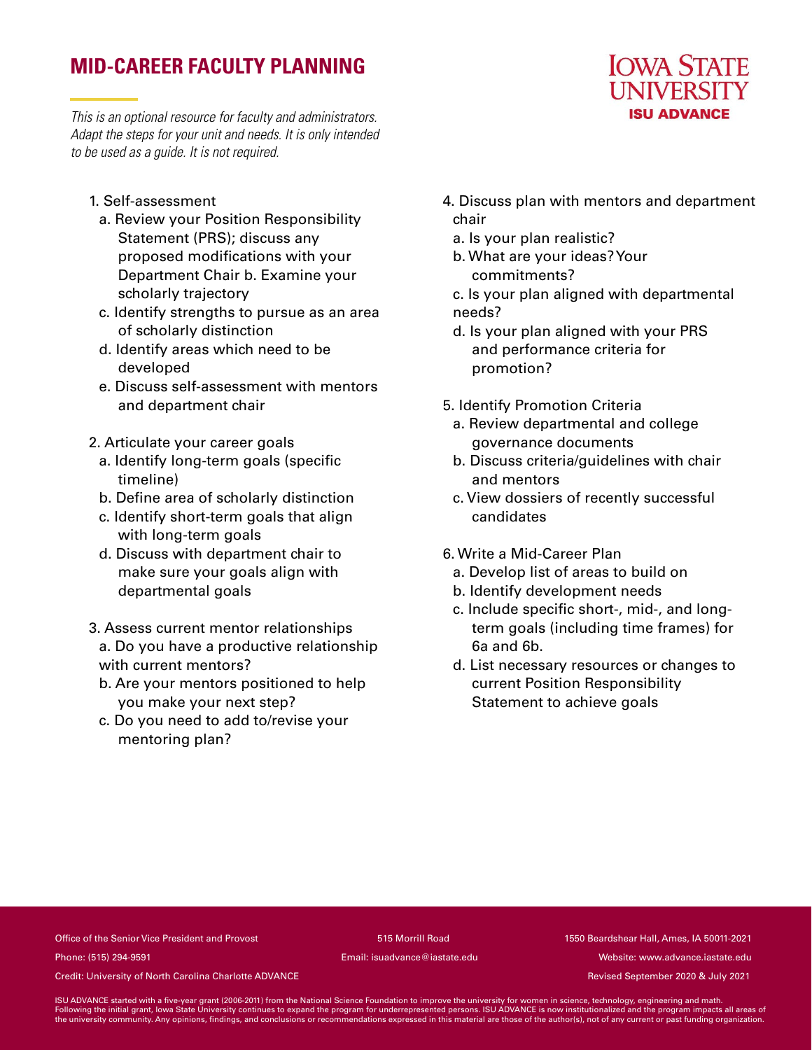# MID-CAREER FACULTY PLANNING

*This is an optional resource for faculty and administrators. Adapt the steps for your unit and needs. It is only intended to be used as a guide. It is not required.*

IOWA STATE UNIVERSITY
ISU ADVANCE

1. Self-assessment
   a. Review your Position Responsibility Statement (PRS); discuss any proposed modifications with your Department Chair b. Examine your scholarly trajectory
   c. Identify strengths to pursue as an area of scholarly distinction
   d. Identify areas which need to be developed
   e. Discuss self-assessment with mentors and department chair

2. Articulate your career goals
   a. Identify long-term goals (specific timeline)
   b. Define area of scholarly distinction
   c. Identify short-term goals that align with long-term goals
   d. Discuss with department chair to make sure your goals align with departmental goals

3. Assess current mentor relationships
   a. Do you have a productive relationship with current mentors?
   b. Are your mentors positioned to help you make your next step?
   c. Do you need to add to/revise your mentoring plan?

4. Discuss plan with mentors and department chair
   a. Is your plan realistic?
   b. What are your ideas? Your commitments?
   c. Is your plan aligned with departmental needs?
   d. Is your plan aligned with your PRS and performance criteria for promotion?

5. Identify Promotion Criteria
   a. Review departmental and college governance documents
   b. Discuss criteria/guidelines with chair and mentors
   c. View dossiers of recently successful candidates

6. Write a Mid-Career Plan
   a. Develop list of areas to build on
   b. Identify development needs
   c. Include specific short-, mid-, and long-term goals (including time frames) for 6a and 6b.
   d. List necessary resources or changes to current Position Responsibility Statement to achieve goals

Office of the Senior Vice President and Provost | 515 Morrill Road | 1550 Beardshear Hall, Ames, IA 50011-2021

Phone: (515) 294-9591 | Email: isuadvance@iastate.edu | Website: www.advance.iastate.edu

Credit: University of North Carolina Charlotte ADVANCE | Revised September 2020 & July 2021

ISU ADVANCE started with a five-year grant (2006-2011) from the National Science Foundation to improve the university for women in science, technology, engineering and math. Following the initial grant, Iowa State University continues to expand the program for underrepresented persons. ISU ADVANCE is now institutionalized and the program impacts all areas of the university community. Any opinions, findings, and conclusions or recommendations expressed in this material are those of the author(s), not of any current or past funding organization.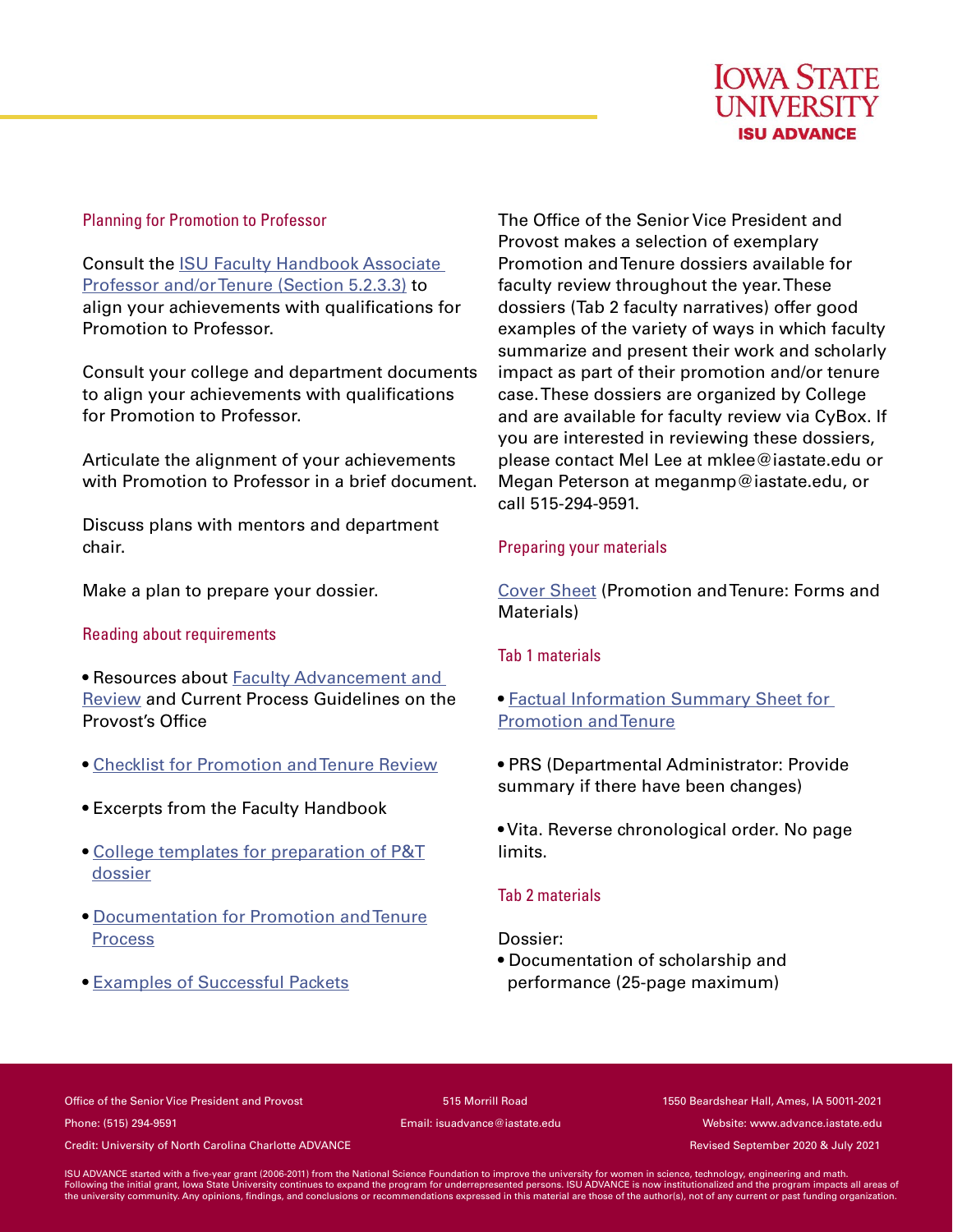## Planning for Promotion to Professor

Consult the ISU Faculty Handbook Associate Professor and/or Tenure (Section 5.2.3.3) to align your achievements with qualifications for Promotion to Professor.

Consult your college and department documents to align your achievements with qualifications for Promotion to Professor.

Articulate the alignment of your achievements with Promotion to Professor in a brief document.

Discuss plans with mentors and department chair.

Make a plan to prepare your dossier.

## Reading about requirements

- Resources about Faculty Advancement and Review and Current Process Guidelines on the Provost's Office
- Checklist for Promotion and Tenure Review
- Excerpts from the Faculty Handbook
- College templates for preparation of P&T dossier
- Documentation for Promotion and Tenure Process
- Examples of Successful Packets

The Office of the Senior Vice President and Provost makes a selection of exemplary Promotion and Tenure dossiers available for faculty review throughout the year. These dossiers (Tab 2 faculty narratives) offer good examples of the variety of ways in which faculty summarize and present their work and scholarly impact as part of their promotion and/or tenure case. These dossiers are organized by College and are available for faculty review via CyBox. If you are interested in reviewing these dossiers, please contact Mel Lee at mklee@iastate.edu or Megan Peterson at meganmp@iastate.edu, or call 515-294-9591.

## Preparing your materials

Cover Sheet (Promotion and Tenure: Forms and Materials)

## Tab 1 materials

- Factual Information Summary Sheet for Promotion and Tenure
- PRS (Departmental Administrator: Provide summary if there have been changes)
- Vita. Reverse chronological order. No page limits.

## Tab 2 materials

Dossier:

- Documentation of scholarship and performance (25-page maximum)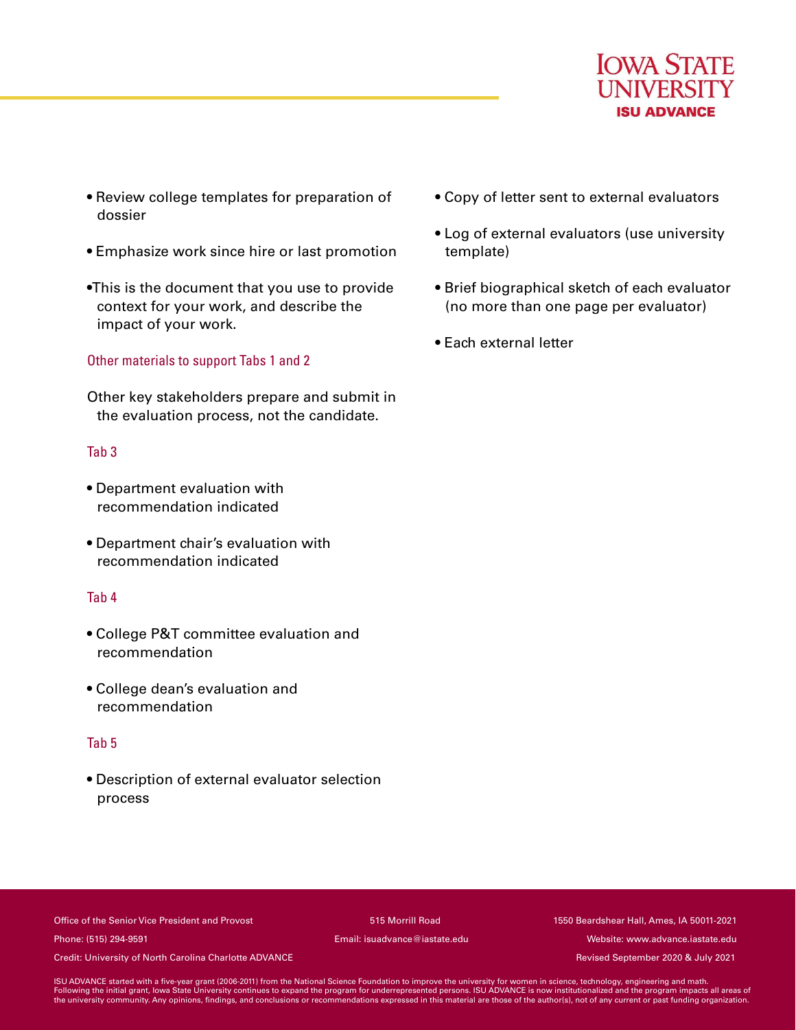- Review college templates for preparation of dossier
- Emphasize work since hire or last promotion
- This is the document that you use to provide context for your work, and describe the impact of your work.

### Other materials to support Tabs 1 and 2

Other key stakeholders prepare and submit in the evaluation process, not the candidate.

### Tab 3

- Department evaluation with recommendation indicated
- Department chair's evaluation with recommendation indicated

### Tab 4

- College P&T committee evaluation and recommendation
- College dean's evaluation and recommendation

### Tab 5

- Description of external evaluator selection process
- Copy of letter sent to external evaluators
- Log of external evaluators (use university template)
- Brief biographical sketch of each evaluator (no more than one page per evaluator)
- Each external letter

Office of the Senior Vice President and Provost
515 Morrill Road
1550 Beardshear Hall, Ames, IA 50011-2021
Phone: (515) 294-9591
Email: isuadvance@iastate.edu
Website: www.advance.iastate.edu
Credit: University of North Carolina Charlotte ADVANCE
Revised September 2020 & July 2021

ISU ADVANCE started with a five-year grant (2006-2011) from the National Science Foundation to improve the university for women in science, technology, engineering and math. Following the initial grant, Iowa State University continues to expand the program for underrepresented persons. ISU ADVANCE is now institutionalized and the program impacts all areas of the university community. Any opinions, findings, and conclusions or recommendations expressed in this material are those of the author(s), not of any current or past funding organization.